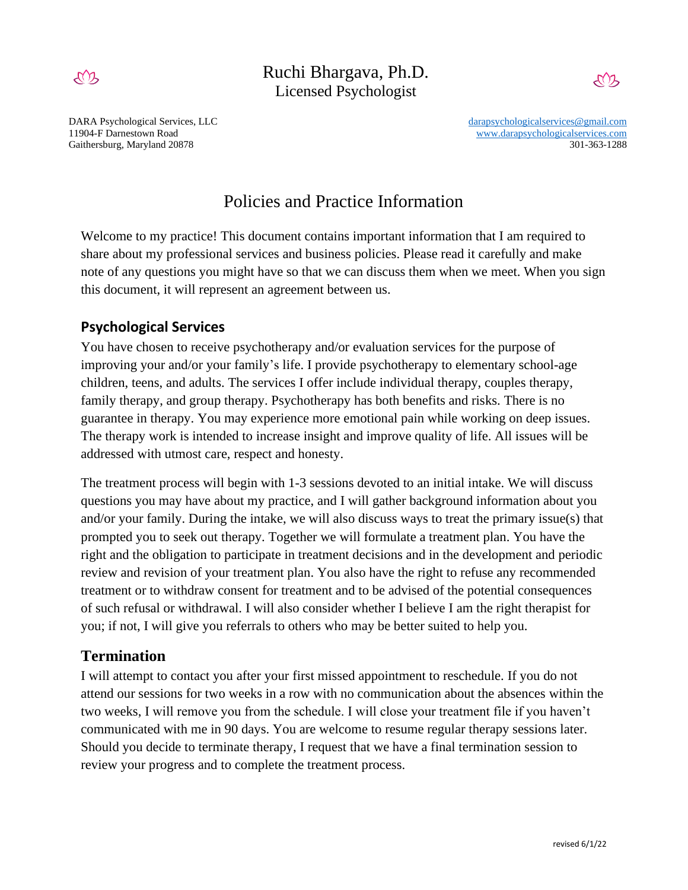# Ruchi Bhargava, Ph.D.
Licensed Psychologist

DARA Psychological Services, LLC
11904-F Darnestown Road
Gaithersburg, Maryland 20878

darapsychologicalservices@gmail.com
www.darapsychologicalservices.com
301-363-1288

## Policies and Practice Information

Welcome to my practice! This document contains important information that I am required to share about my professional services and business policies. Please read it carefully and make note of any questions you might have so that we can discuss them when we meet. When you sign this document, it will represent an agreement between us.

### Psychological Services

You have chosen to receive psychotherapy and/or evaluation services for the purpose of improving your and/or your family's life. I provide psychotherapy to elementary school-age children, teens, and adults. The services I offer include individual therapy, couples therapy, family therapy, and group therapy. Psychotherapy has both benefits and risks. There is no guarantee in therapy. You may experience more emotional pain while working on deep issues. The therapy work is intended to increase insight and improve quality of life. All issues will be addressed with utmost care, respect and honesty.

The treatment process will begin with 1-3 sessions devoted to an initial intake. We will discuss questions you may have about my practice, and I will gather background information about you and/or your family. During the intake, we will also discuss ways to treat the primary issue(s) that prompted you to seek out therapy. Together we will formulate a treatment plan. You have the right and the obligation to participate in treatment decisions and in the development and periodic review and revision of your treatment plan. You also have the right to refuse any recommended treatment or to withdraw consent for treatment and to be advised of the potential consequences of such refusal or withdrawal. I will also consider whether I believe I am the right therapist for you; if not, I will give you referrals to others who may be better suited to help you.

### Termination

I will attempt to contact you after your first missed appointment to reschedule. If you do not attend our sessions for two weeks in a row with no communication about the absences within the two weeks, I will remove you from the schedule. I will close your treatment file if you haven't communicated with me in 90 days. You are welcome to resume regular therapy sessions later. Should you decide to terminate therapy, I request that we have a final termination session to review your progress and to complete the treatment process.

revised 6/1/22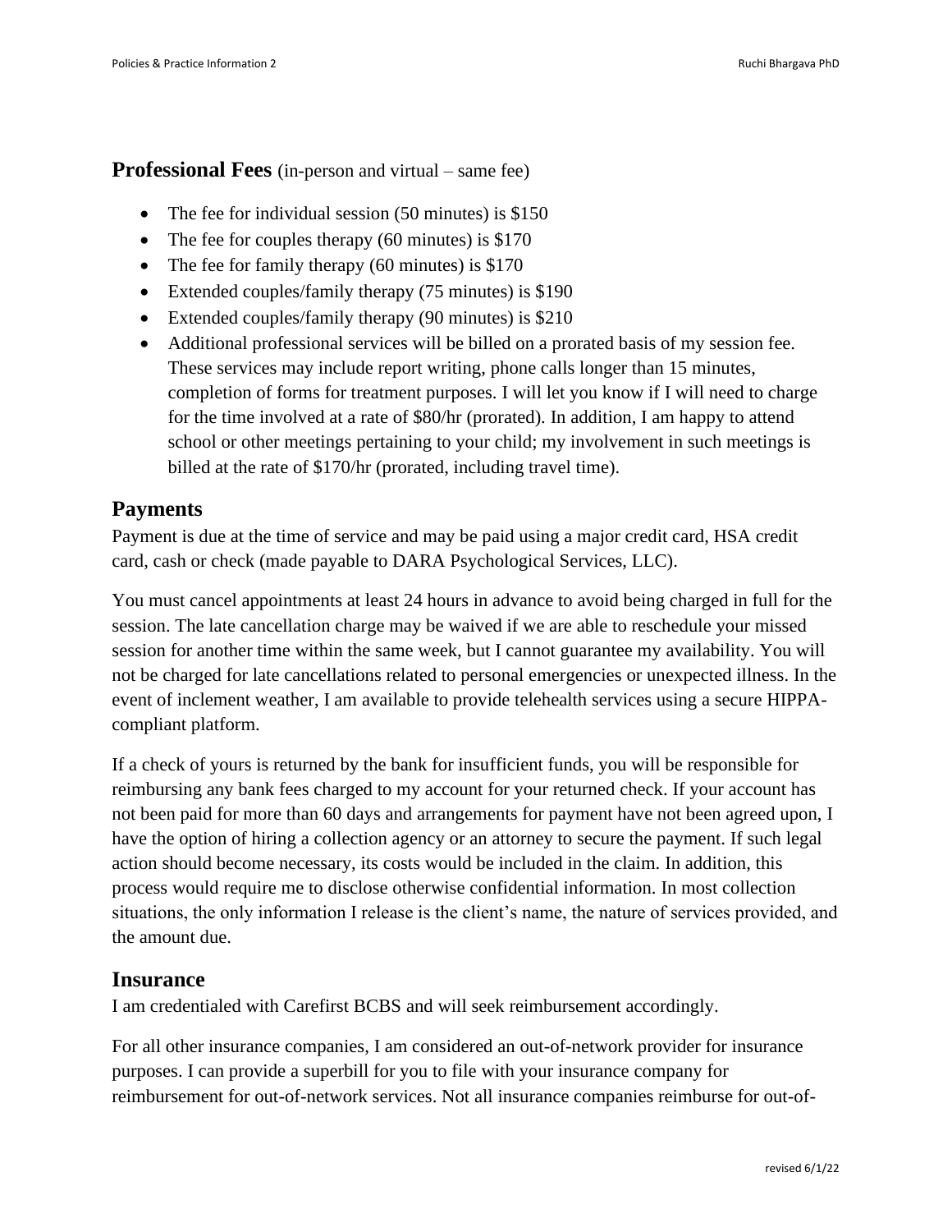## **Professional Fees** (in-person and virtual – same fee)

- The fee for individual session (50 minutes) is $150
- The fee for couples therapy (60 minutes) is $170
- The fee for family therapy (60 minutes) is $170
- Extended couples/family therapy (75 minutes) is $190
- Extended couples/family therapy (90 minutes) is $210
- Additional professional services will be billed on a prorated basis of my session fee. These services may include report writing, phone calls longer than 15 minutes, completion of forms for treatment purposes. I will let you know if I will need to charge for the time involved at a rate of $80/hr (prorated). In addition, I am happy to attend school or other meetings pertaining to your child; my involvement in such meetings is billed at the rate of $170/hr (prorated, including travel time).

## **Payments**

Payment is due at the time of service and may be paid using a major credit card, HSA credit card, cash or check (made payable to DARA Psychological Services, LLC).

You must cancel appointments at least 24 hours in advance to avoid being charged in full for the session. The late cancellation charge may be waived if we are able to reschedule your missed session for another time within the same week, but I cannot guarantee my availability. You will not be charged for late cancellations related to personal emergencies or unexpected illness. In the event of inclement weather, I am available to provide telehealth services using a secure HIPPA-compliant platform.

If a check of yours is returned by the bank for insufficient funds, you will be responsible for reimbursing any bank fees charged to my account for your returned check. If your account has not been paid for more than 60 days and arrangements for payment have not been agreed upon, I have the option of hiring a collection agency or an attorney to secure the payment. If such legal action should become necessary, its costs would be included in the claim. In addition, this process would require me to disclose otherwise confidential information. In most collection situations, the only information I release is the client's name, the nature of services provided, and the amount due.

## **Insurance**

I am credentialed with Carefirst BCBS and will seek reimbursement accordingly.

For all other insurance companies, I am considered an out-of-network provider for insurance purposes. I can provide a superbill for you to file with your insurance company for reimbursement for out-of-network services. Not all insurance companies reimburse for out-of-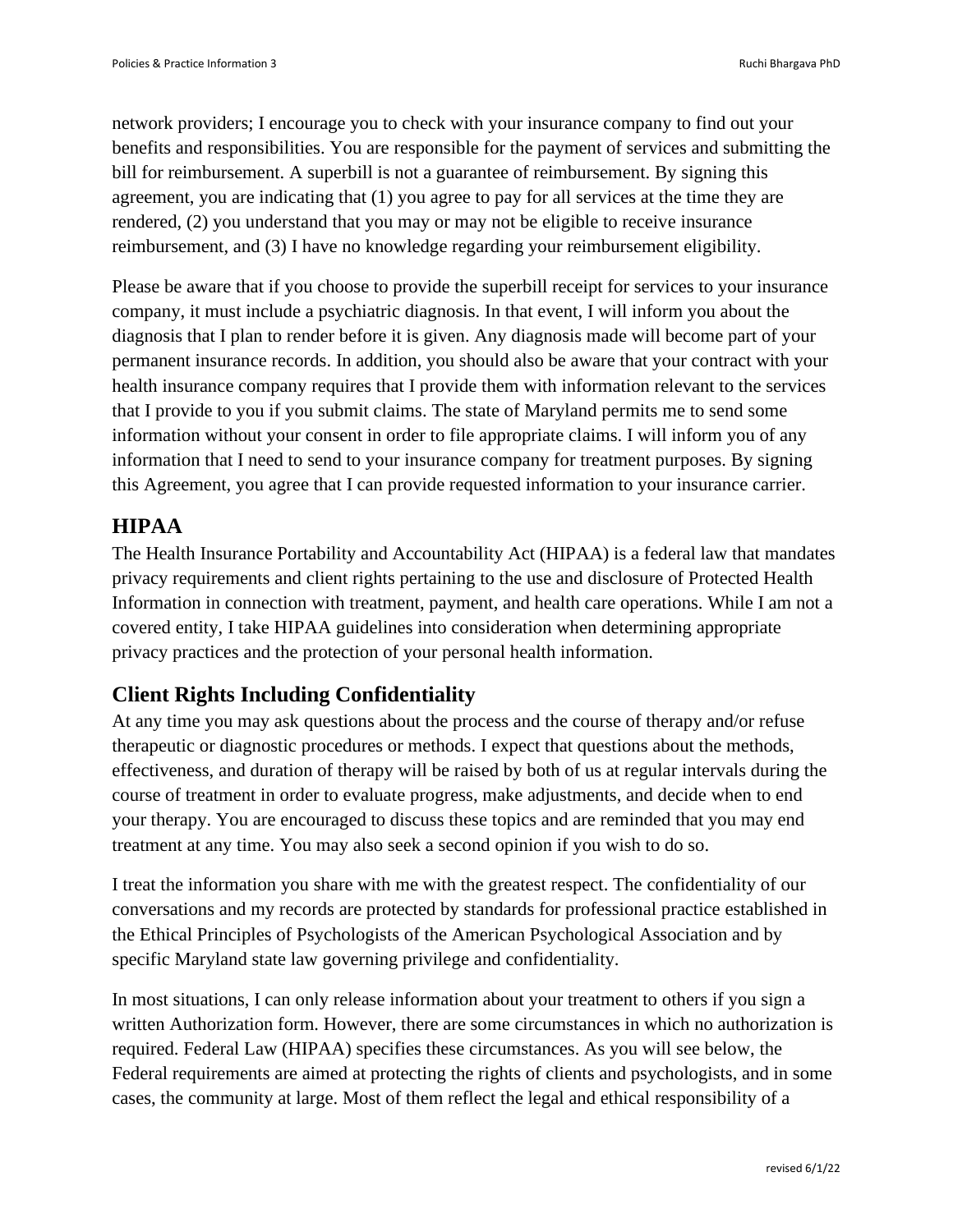network providers; I encourage you to check with your insurance company to find out your benefits and responsibilities. You are responsible for the payment of services and submitting the bill for reimbursement. A superbill is not a guarantee of reimbursement. By signing this agreement, you are indicating that (1) you agree to pay for all services at the time they are rendered, (2) you understand that you may or may not be eligible to receive insurance reimbursement, and (3) I have no knowledge regarding your reimbursement eligibility.

Please be aware that if you choose to provide the superbill receipt for services to your insurance company, it must include a psychiatric diagnosis. In that event, I will inform you about the diagnosis that I plan to render before it is given. Any diagnosis made will become part of your permanent insurance records. In addition, you should also be aware that your contract with your health insurance company requires that I provide them with information relevant to the services that I provide to you if you submit claims. The state of Maryland permits me to send some information without your consent in order to file appropriate claims. I will inform you of any information that I need to send to your insurance company for treatment purposes. By signing this Agreement, you agree that I can provide requested information to your insurance carrier.

## HIPAA

The Health Insurance Portability and Accountability Act (HIPAA) is a federal law that mandates privacy requirements and client rights pertaining to the use and disclosure of Protected Health Information in connection with treatment, payment, and health care operations. While I am not a covered entity, I take HIPAA guidelines into consideration when determining appropriate privacy practices and the protection of your personal health information.

## Client Rights Including Confidentiality

At any time you may ask questions about the process and the course of therapy and/or refuse therapeutic or diagnostic procedures or methods. I expect that questions about the methods, effectiveness, and duration of therapy will be raised by both of us at regular intervals during the course of treatment in order to evaluate progress, make adjustments, and decide when to end your therapy. You are encouraged to discuss these topics and are reminded that you may end treatment at any time. You may also seek a second opinion if you wish to do so.

I treat the information you share with me with the greatest respect. The confidentiality of our conversations and my records are protected by standards for professional practice established in the Ethical Principles of Psychologists of the American Psychological Association and by specific Maryland state law governing privilege and confidentiality.

In most situations, I can only release information about your treatment to others if you sign a written Authorization form. However, there are some circumstances in which no authorization is required. Federal Law (HIPAA) specifies these circumstances. As you will see below, the Federal requirements are aimed at protecting the rights of clients and psychologists, and in some cases, the community at large. Most of them reflect the legal and ethical responsibility of a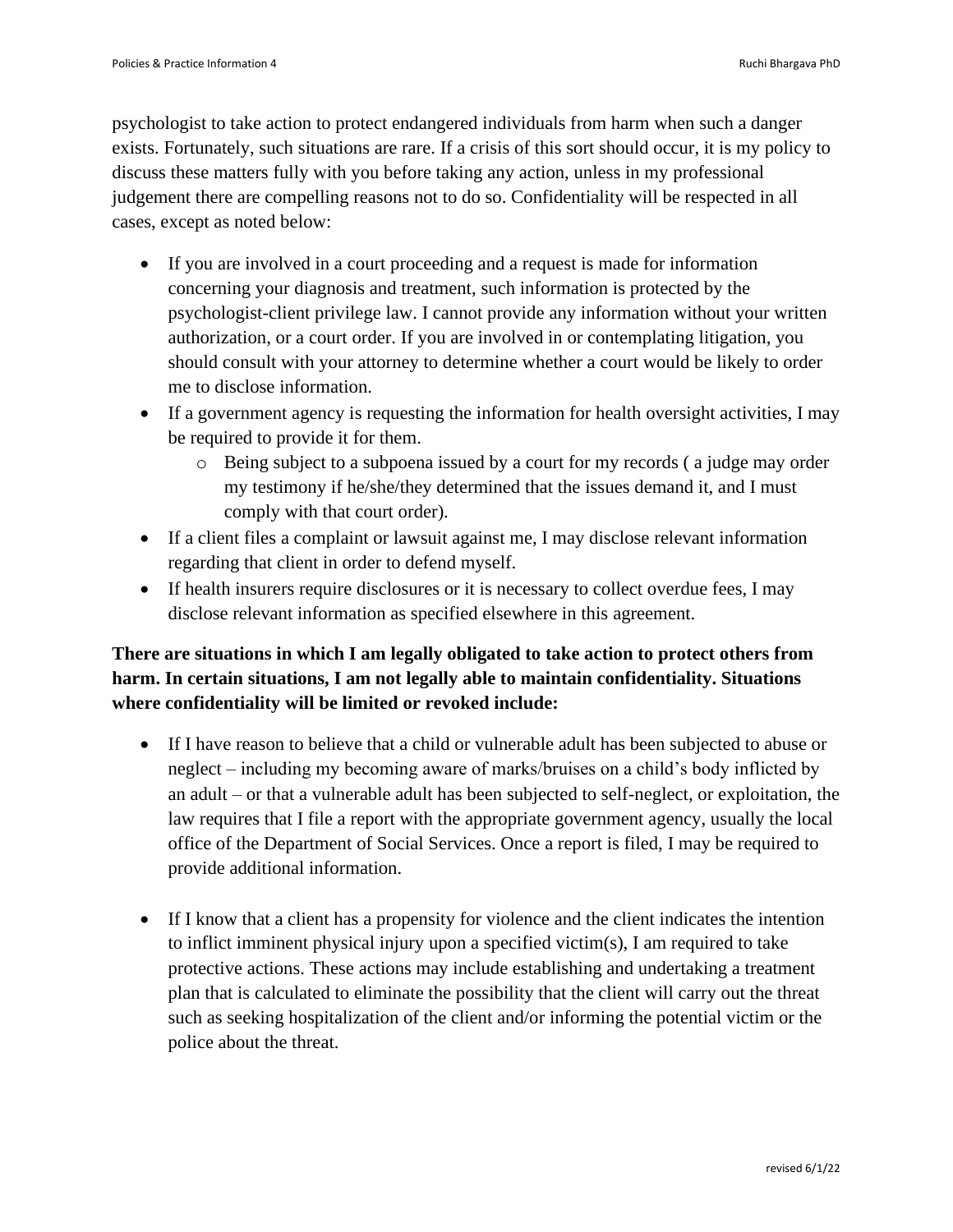psychologist to take action to protect endangered individuals from harm when such a danger exists. Fortunately, such situations are rare. If a crisis of this sort should occur, it is my policy to discuss these matters fully with you before taking any action, unless in my professional judgement there are compelling reasons not to do so. Confidentiality will be respected in all cases, except as noted below:

- If you are involved in a court proceeding and a request is made for information concerning your diagnosis and treatment, such information is protected by the psychologist-client privilege law. I cannot provide any information without your written authorization, or a court order. If you are involved in or contemplating litigation, you should consult with your attorney to determine whether a court would be likely to order me to disclose information.
- If a government agency is requesting the information for health oversight activities, I may be required to provide it for them.
  - Being subject to a subpoena issued by a court for my records ( a judge may order my testimony if he/she/they determined that the issues demand it, and I must comply with that court order).
- If a client files a complaint or lawsuit against me, I may disclose relevant information regarding that client in order to defend myself.
- If health insurers require disclosures or it is necessary to collect overdue fees, I may disclose relevant information as specified elsewhere in this agreement.

**There are situations in which I am legally obligated to take action to protect others from harm. In certain situations, I am not legally able to maintain confidentiality. Situations where confidentiality will be limited or revoked include:**

- If I have reason to believe that a child or vulnerable adult has been subjected to abuse or neglect – including my becoming aware of marks/bruises on a child's body inflicted by an adult – or that a vulnerable adult has been subjected to self-neglect, or exploitation, the law requires that I file a report with the appropriate government agency, usually the local office of the Department of Social Services. Once a report is filed, I may be required to provide additional information.

- If I know that a client has a propensity for violence and the client indicates the intention to inflict imminent physical injury upon a specified victim(s), I am required to take protective actions. These actions may include establishing and undertaking a treatment plan that is calculated to eliminate the possibility that the client will carry out the threat such as seeking hospitalization of the client and/or informing the potential victim or the police about the threat.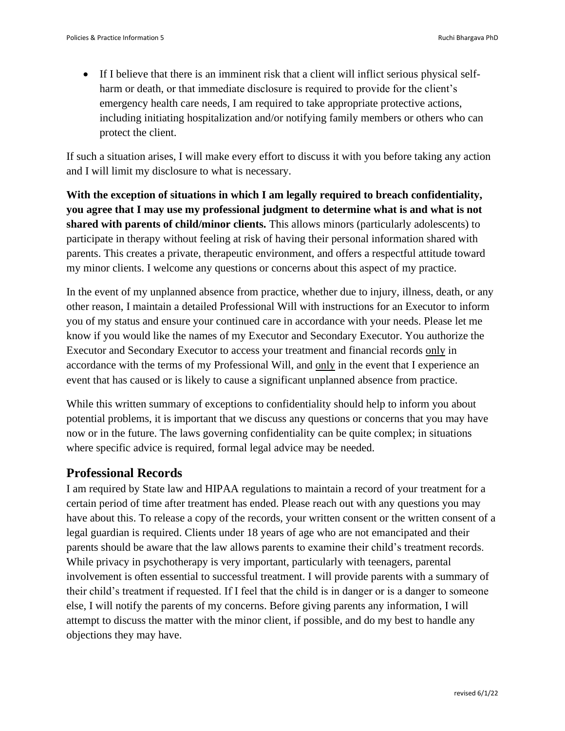- If I believe that there is an imminent risk that a client will inflict serious physical self-harm or death, or that immediate disclosure is required to provide for the client's emergency health care needs, I am required to take appropriate protective actions, including initiating hospitalization and/or notifying family members or others who can protect the client.

If such a situation arises, I will make every effort to discuss it with you before taking any action and I will limit my disclosure to what is necessary.

**With the exception of situations in which I am legally required to breach confidentiality, you agree that I may use my professional judgment to determine what is and what is not shared with parents of child/minor clients.** This allows minors (particularly adolescents) to participate in therapy without feeling at risk of having their personal information shared with parents. This creates a private, therapeutic environment, and offers a respectful attitude toward my minor clients. I welcome any questions or concerns about this aspect of my practice.

In the event of my unplanned absence from practice, whether due to injury, illness, death, or any other reason, I maintain a detailed Professional Will with instructions for an Executor to inform you of my status and ensure your continued care in accordance with your needs. Please let me know if you would like the names of my Executor and Secondary Executor. You authorize the Executor and Secondary Executor to access your treatment and financial records only in accordance with the terms of my Professional Will, and only in the event that I experience an event that has caused or is likely to cause a significant unplanned absence from practice.

While this written summary of exceptions to confidentiality should help to inform you about potential problems, it is important that we discuss any questions or concerns that you may have now or in the future. The laws governing confidentiality can be quite complex; in situations where specific advice is required, formal legal advice may be needed.

## Professional Records

I am required by State law and HIPAA regulations to maintain a record of your treatment for a certain period of time after treatment has ended. Please reach out with any questions you may have about this. To release a copy of the records, your written consent or the written consent of a legal guardian is required. Clients under 18 years of age who are not emancipated and their parents should be aware that the law allows parents to examine their child's treatment records. While privacy in psychotherapy is very important, particularly with teenagers, parental involvement is often essential to successful treatment. I will provide parents with a summary of their child's treatment if requested. If I feel that the child is in danger or is a danger to someone else, I will notify the parents of my concerns. Before giving parents any information, I will attempt to discuss the matter with the minor client, if possible, and do my best to handle any objections they may have.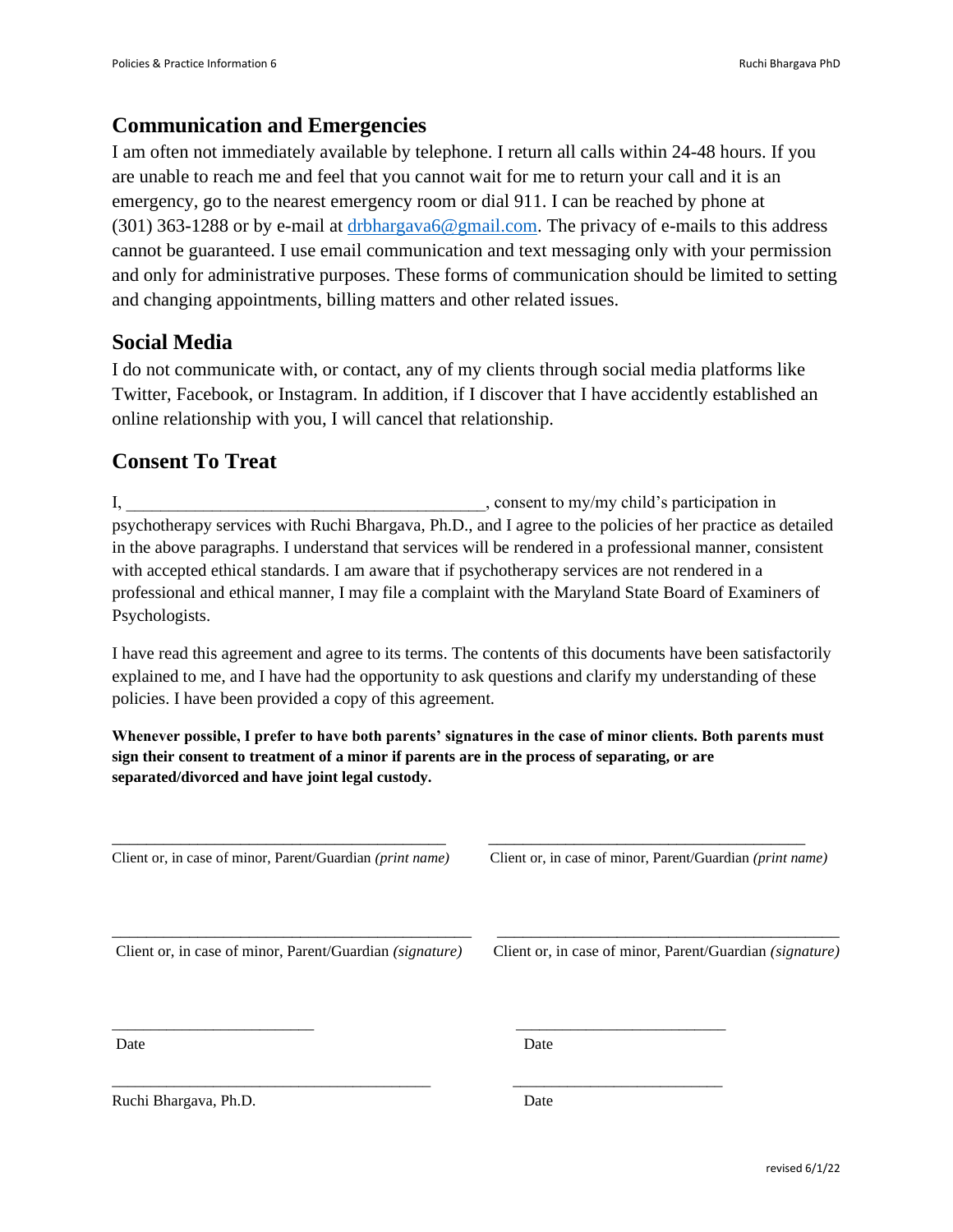## Communication and Emergencies

I am often not immediately available by telephone. I return all calls within 24-48 hours. If you are unable to reach me and feel that you cannot wait for me to return your call and it is an emergency, go to the nearest emergency room or dial 911. I can be reached by phone at (301) 363-1288 or by e-mail at drbhargava6@gmail.com. The privacy of e-mails to this address cannot be guaranteed. I use email communication and text messaging only with your permission and only for administrative purposes. These forms of communication should be limited to setting and changing appointments, billing matters and other related issues.

## Social Media

I do not communicate with, or contact, any of my clients through social media platforms like Twitter, Facebook, or Instagram. In addition, if I discover that I have accidently established an online relationship with you, I will cancel that relationship.

## Consent To Treat

I, ________________________________________, consent to my/my child's participation in psychotherapy services with Ruchi Bhargava, Ph.D., and I agree to the policies of her practice as detailed in the above paragraphs. I understand that services will be rendered in a professional manner, consistent with accepted ethical standards. I am aware that if psychotherapy services are not rendered in a professional and ethical manner, I may file a complaint with the Maryland State Board of Examiners of Psychologists.

I have read this agreement and agree to its terms. The contents of this documents have been satisfactorily explained to me, and I have had the opportunity to ask questions and clarify my understanding of these policies. I have been provided a copy of this agreement.

**Whenever possible, I prefer to have both parents' signatures in the case of minor clients. Both parents must sign their consent to treatment of a minor if parents are in the process of separating, or are separated/divorced and have joint legal custody.**

________________________________________ ________________________________________

Client or, in case of minor, Parent/Guardian *(print name)* Client or, in case of minor, Parent/Guardian *(print name)*

________________________________________ ________________________________________

Client or, in case of minor, Parent/Guardian *(signature)* Client or, in case of minor, Parent/Guardian *(signature)*

_________________________ _________________________

Date Date

________________________________________ _________________________

Ruchi Bhargava, Ph.D. Date

revised 6/1/22